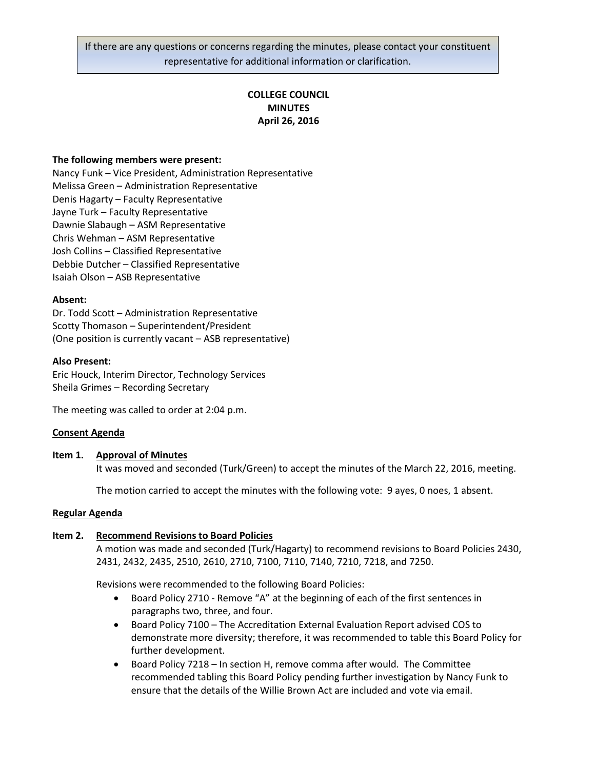If there are any questions or concerns regarding the minutes, please contact your constituent representative for additional information or clarification.

# COLLEGE COUNCIL
# MINUTES
## April 26, 2016

**The following members were present:**

Nancy Funk – Vice President, Administration Representative
Melissa Green – Administration Representative
Denis Hagarty – Faculty Representative
Jayne Turk – Faculty Representative
Dawnie Slabaugh – ASM Representative
Chris Wehman – ASM Representative
Josh Collins – Classified Representative
Debbie Dutcher – Classified Representative
Isaiah Olson – ASB Representative

**Absent:**

Dr. Todd Scott – Administration Representative
Scotty Thomason – Superintendent/President
(One position is currently vacant – ASB representative)

**Also Present:**

Eric Houck, Interim Director, Technology Services
Sheila Grimes – Recording Secretary

The meeting was called to order at 2:04 p.m.

**Consent Agenda**

**Item 1. Approval of Minutes**

It was moved and seconded (Turk/Green) to accept the minutes of the March 22, 2016, meeting.

The motion carried to accept the minutes with the following vote: 9 ayes, 0 noes, 1 absent.

**Regular Agenda**

**Item 2. Recommend Revisions to Board Policies**

A motion was made and seconded (Turk/Hagarty) to recommend revisions to Board Policies 2430, 2431, 2432, 2435, 2510, 2610, 2710, 7100, 7110, 7140, 7210, 7218, and 7250.

Revisions were recommended to the following Board Policies:

- Board Policy 2710 - Remove "A" at the beginning of each of the first sentences in paragraphs two, three, and four.
- Board Policy 7100 – The Accreditation External Evaluation Report advised COS to demonstrate more diversity; therefore, it was recommended to table this Board Policy for further development.
- Board Policy 7218 – In section H, remove comma after would. The Committee recommended tabling this Board Policy pending further investigation by Nancy Funk to ensure that the details of the Willie Brown Act are included and vote via email.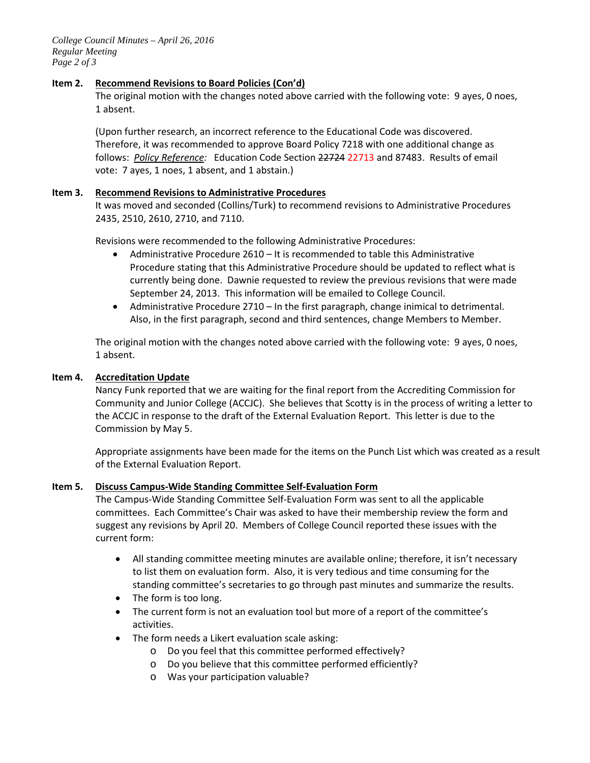**Item 2. Recommend Revisions to Board Policies (Con'd)**

The original motion with the changes noted above carried with the following vote: 9 ayes, 0 noes, 1 absent.

(Upon further research, an incorrect reference to the Educational Code was discovered. Therefore, it was recommended to approve Board Policy 7218 with one additional change as follows: *Policy Reference:* Education Code Section ~~22724~~ 22713 and 87483. Results of email vote: 7 ayes, 1 noes, 1 absent, and 1 abstain.)

**Item 3. Recommend Revisions to Administrative Procedures**

It was moved and seconded (Collins/Turk) to recommend revisions to Administrative Procedures 2435, 2510, 2610, 2710, and 7110.

Revisions were recommended to the following Administrative Procedures:

- Administrative Procedure 2610 – It is recommended to table this Administrative Procedure stating that this Administrative Procedure should be updated to reflect what is currently being done. Dawnie requested to review the previous revisions that were made September 24, 2013. This information will be emailed to College Council.
- Administrative Procedure 2710 – In the first paragraph, change inimical to detrimental. Also, in the first paragraph, second and third sentences, change Members to Member.

The original motion with the changes noted above carried with the following vote: 9 ayes, 0 noes, 1 absent.

**Item 4. Accreditation Update**

Nancy Funk reported that we are waiting for the final report from the Accrediting Commission for Community and Junior College (ACCJC). She believes that Scotty is in the process of writing a letter to the ACCJC in response to the draft of the External Evaluation Report. This letter is due to the Commission by May 5.

Appropriate assignments have been made for the items on the Punch List which was created as a result of the External Evaluation Report.

**Item 5. Discuss Campus-Wide Standing Committee Self-Evaluation Form**

The Campus-Wide Standing Committee Self-Evaluation Form was sent to all the applicable committees. Each Committee's Chair was asked to have their membership review the form and suggest any revisions by April 20. Members of College Council reported these issues with the current form:

- All standing committee meeting minutes are available online; therefore, it isn't necessary to list them on evaluation form. Also, it is very tedious and time consuming for the standing committee's secretaries to go through past minutes and summarize the results.
- The form is too long.
- The current form is not an evaluation tool but more of a report of the committee's activities.
- The form needs a Likert evaluation scale asking:
    - Do you feel that this committee performed effectively?
    - Do you believe that this committee performed efficiently?
    - Was your participation valuable?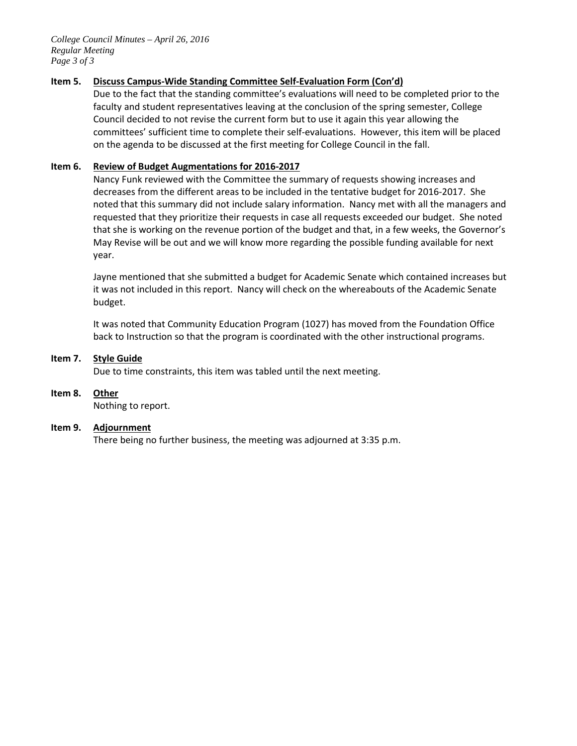**Item 5. Discuss Campus-Wide Standing Committee Self-Evaluation Form (Con'd)**

Due to the fact that the standing committee's evaluations will need to be completed prior to the faculty and student representatives leaving at the conclusion of the spring semester, College Council decided to not revise the current form but to use it again this year allowing the committees' sufficient time to complete their self-evaluations. However, this item will be placed on the agenda to be discussed at the first meeting for College Council in the fall.

**Item 6. Review of Budget Augmentations for 2016-2017**

Nancy Funk reviewed with the Committee the summary of requests showing increases and decreases from the different areas to be included in the tentative budget for 2016-2017. She noted that this summary did not include salary information. Nancy met with all the managers and requested that they prioritize their requests in case all requests exceeded our budget. She noted that she is working on the revenue portion of the budget and that, in a few weeks, the Governor's May Revise will be out and we will know more regarding the possible funding available for next year.

Jayne mentioned that she submitted a budget for Academic Senate which contained increases but it was not included in this report. Nancy will check on the whereabouts of the Academic Senate budget.

It was noted that Community Education Program (1027) has moved from the Foundation Office back to Instruction so that the program is coordinated with the other instructional programs.

**Item 7. Style Guide**

Due to time constraints, this item was tabled until the next meeting.

**Item 8. Other**

Nothing to report.

**Item 9. Adjournment**

There being no further business, the meeting was adjourned at 3:35 p.m.